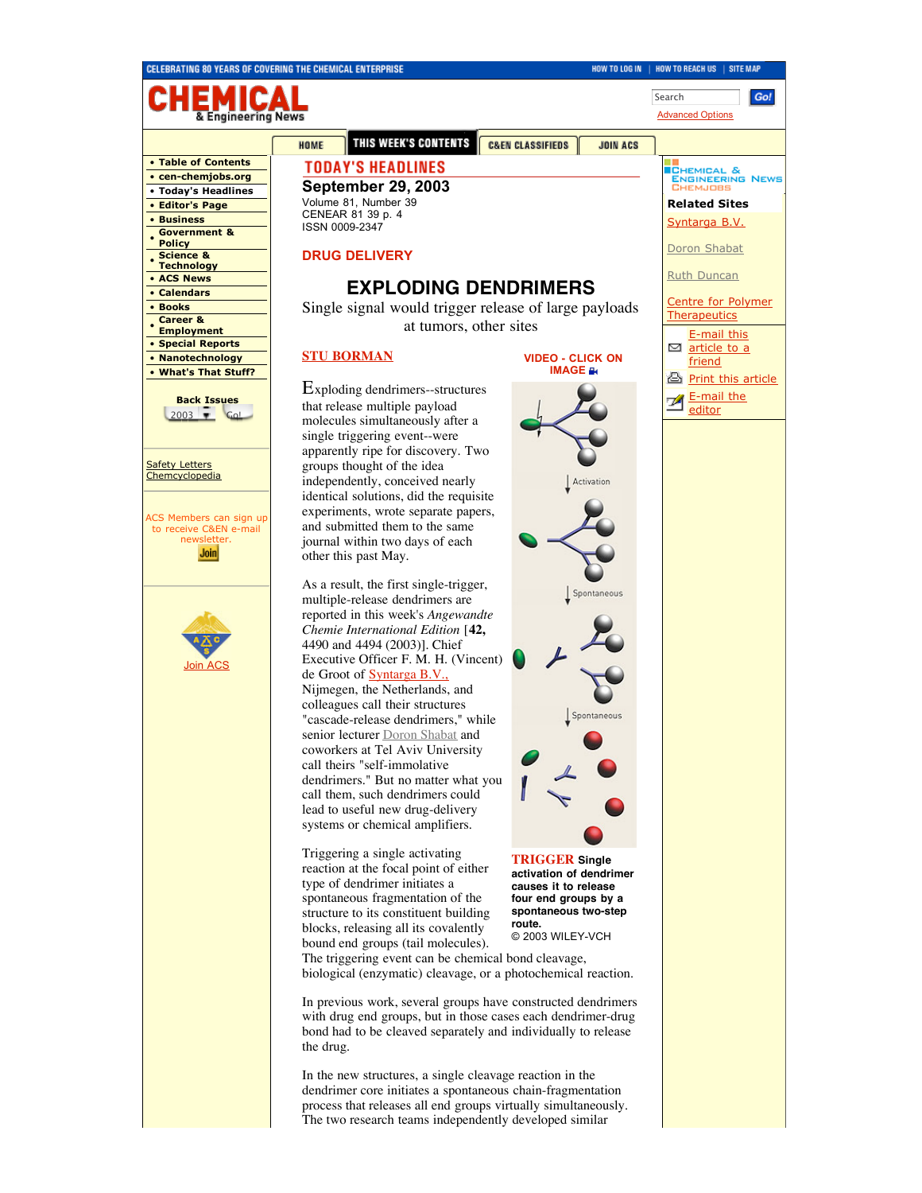# TODAY'S HEADLINES

**September 29, 2003**
Volume 81, Number 39
CENEAR 81 39 p. 4
ISSN 0009-2347

## DRUG DELIVERY

# EXPLODING DENDRIMERS

Single signal would trigger release of large payloads at tumors, other sites

**STU BORMAN**

Exploding dendrimers--structures that release multiple payload molecules simultaneously after a single triggering event--were apparently ripe for discovery. Two groups thought of the idea independently, conceived nearly identical solutions, did the requisite experiments, wrote separate papers, and submitted them to the same journal within two days of each other this past May.

As a result, the first single-trigger, multiple-release dendrimers are reported in this week's *Angewandte Chemie International Edition* [**42,** 4490 and 4494 (2003)]. Chief Executive Officer F. M. H. (Vincent) de Groot of Syntarga B.V., Nijmegen, the Netherlands, and colleagues call their structures "cascade-release dendrimers," while senior lecturer Doron Shabat and coworkers at Tel Aviv University call theirs "self-immolative dendrimers." But no matter what you call them, such dendrimers could lead to useful new drug-delivery systems or chemical amplifiers.

VIDEO - CLICK ON IMAGE

Activation

Spontaneous

Spontaneous

**TRIGGER** Single activation of dendrimer causes it to release four end groups by a spontaneous two-step route.
© 2003 WILEY-VCH

Triggering a single activating reaction at the focal point of either type of dendrimer initiates a spontaneous fragmentation of the structure to its constituent building blocks, releasing all its covalently bound end groups (tail molecules). The triggering event can be chemical bond cleavage, biological (enzymatic) cleavage, or a photochemical reaction.

In previous work, several groups have constructed dendrimers with drug end groups, but in those cases each dendrimer-drug bond had to be cleaved separately and individually to release the drug.

In the new structures, a single cleavage reaction in the dendrimer core initiates a spontaneous chain-fragmentation process that releases all end groups virtually simultaneously. The two research teams independently developed similar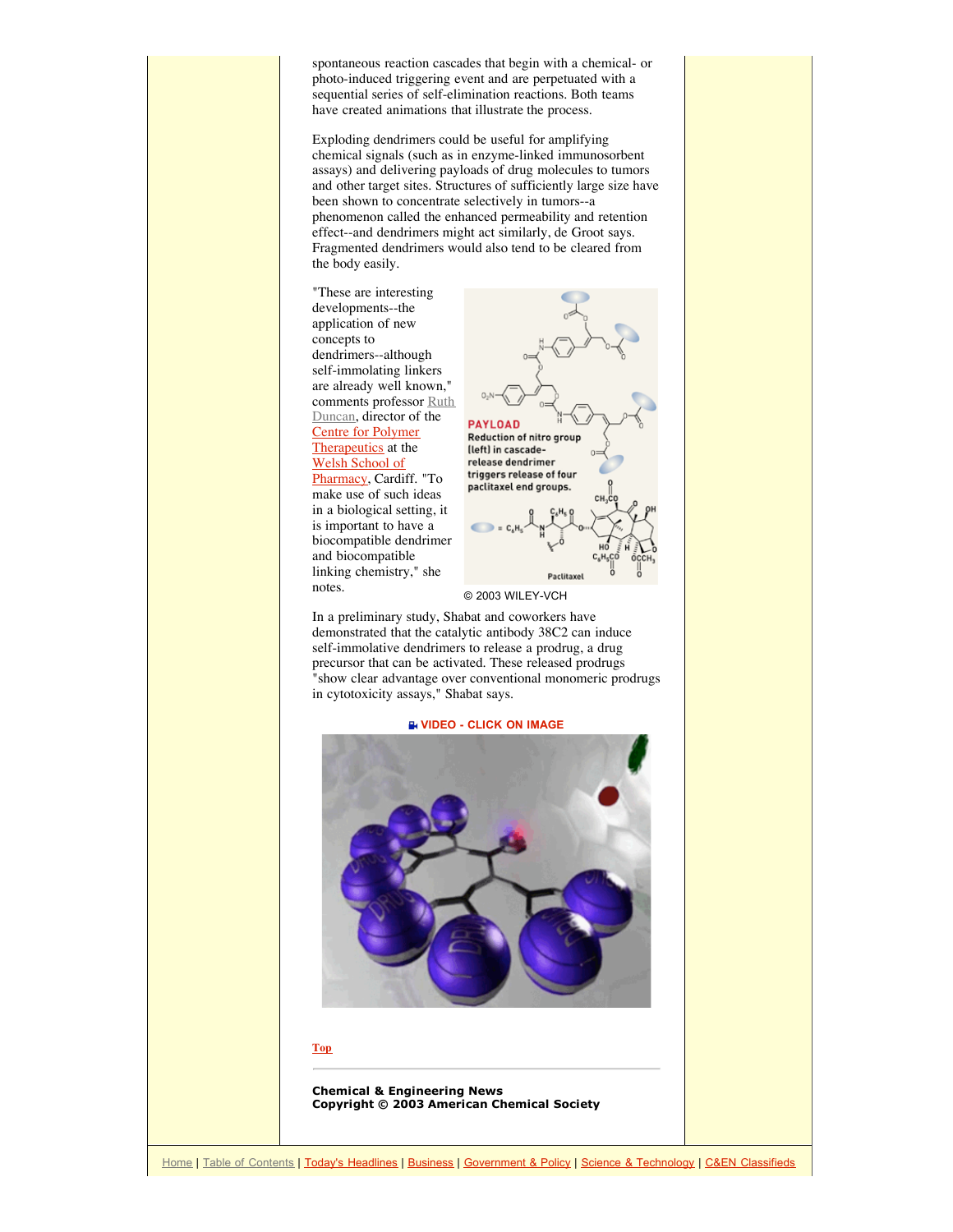spontaneous reaction cascades that begin with a chemical- or photo-induced triggering event and are perpetuated with a sequential series of self-elimination reactions. Both teams have created animations that illustrate the process.

Exploding dendrimers could be useful for amplifying chemical signals (such as in enzyme-linked immunosorbent assays) and delivering payloads of drug molecules to tumors and other target sites. Structures of sufficiently large size have been shown to concentrate selectively in tumors--a phenomenon called the enhanced permeability and retention effect--and dendrimers might act similarly, de Groot says. Fragmented dendrimers would also tend to be cleared from the body easily.

"These are interesting developments--the application of new concepts to dendrimers--although self-immolating linkers are already well known," comments professor Ruth Duncan, director of the Centre for Polymer Therapeutics at the Welsh School of Pharmacy, Cardiff. "To make use of such ideas in a biological setting, it is important to have a biocompatible dendrimer and biocompatible linking chemistry," she notes.

PAYLOAD

Reduction of nitro group (left) in cascade-release dendrimer triggers release of four paclitaxel end groups.

Paclitaxel

© 2003 WILEY-VCH

In a preliminary study, Shabat and coworkers have demonstrated that the catalytic antibody 38C2 can induce self-immolative dendrimers to release a prodrug, a drug precursor that can be activated. These released prodrugs "show clear advantage over conventional monomeric prodrugs in cytotoxicity assays," Shabat says.

VIDEO - CLICK ON IMAGE

Top

**Chemical & Engineering News**
**Copyright © 2003 American Chemical Society**

Home | Table of Contents | Today's Headlines | Business | Government & Policy | Science & Technology | C&EN Classifieds